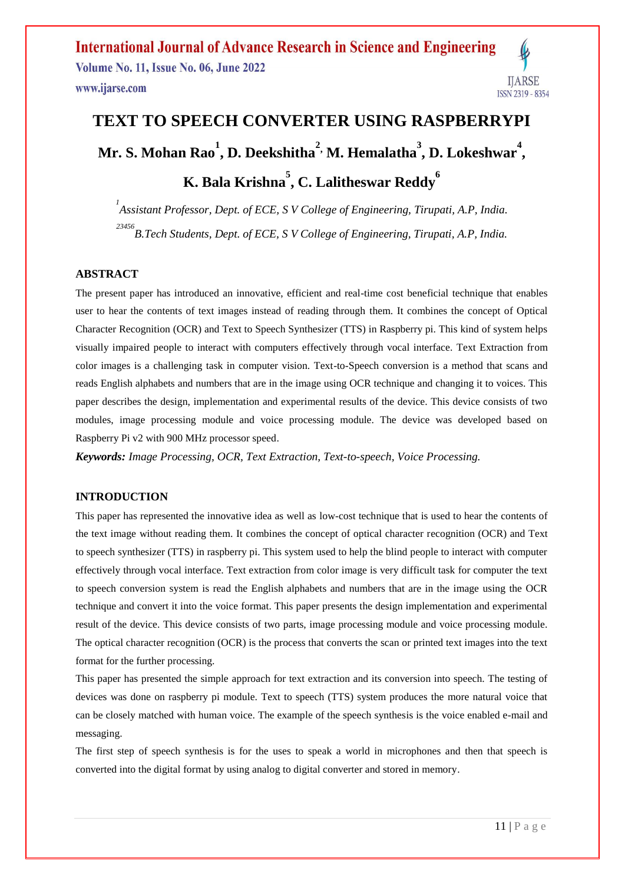# TEXT TO SPEECH CONVERTER USING RASPBERRYPI

**Mr. S. Mohan Rao[1], D. Deekshitha[2], M. Hemalatha[3], D. Lokeshwar[4], K. Bala Krishna[5], C. Lalitheswar Reddy[6]**

[1] *Assistant Professor, Dept. of ECE, S V College of Engineering, Tirupati, A.P, India.*

[23456] *B.Tech Students, Dept. of ECE, S V College of Engineering, Tirupati, A.P, India.*

## ABSTRACT

The present paper has introduced an innovative, efficient and real-time cost beneficial technique that enables user to hear the contents of text images instead of reading through them. It combines the concept of Optical Character Recognition (OCR) and Text to Speech Synthesizer (TTS) in Raspberry pi. This kind of system helps visually impaired people to interact with computers effectively through vocal interface. Text Extraction from color images is a challenging task in computer vision. Text-to-Speech conversion is a method that scans and reads English alphabets and numbers that are in the image using OCR technique and changing it to voices. This paper describes the design, implementation and experimental results of the device. This device consists of two modules, image processing module and voice processing module. The device was developed based on Raspberry Pi v2 with 900 MHz processor speed.

***Keywords:*** *Image Processing, OCR, Text Extraction, Text-to-speech, Voice Processing.*

## INTRODUCTION

This paper has represented the innovative idea as well as low-cost technique that is used to hear the contents of the text image without reading them. It combines the concept of optical character recognition (OCR) and Text to speech synthesizer (TTS) in raspberry pi. This system used to help the blind people to interact with computer effectively through vocal interface. Text extraction from color image is very difficult task for computer the text to speech conversion system is read the English alphabets and numbers that are in the image using the OCR technique and convert it into the voice format. This paper presents the design implementation and experimental result of the device. This device consists of two parts, image processing module and voice processing module. The optical character recognition (OCR) is the process that converts the scan or printed text images into the text format for the further processing.

This paper has presented the simple approach for text extraction and its conversion into speech. The testing of devices was done on raspberry pi module. Text to speech (TTS) system produces the more natural voice that can be closely matched with human voice. The example of the speech synthesis is the voice enabled e-mail and messaging.

The first step of speech synthesis is for the uses to speak a world in microphones and then that speech is converted into the digital format by using analog to digital converter and stored in memory.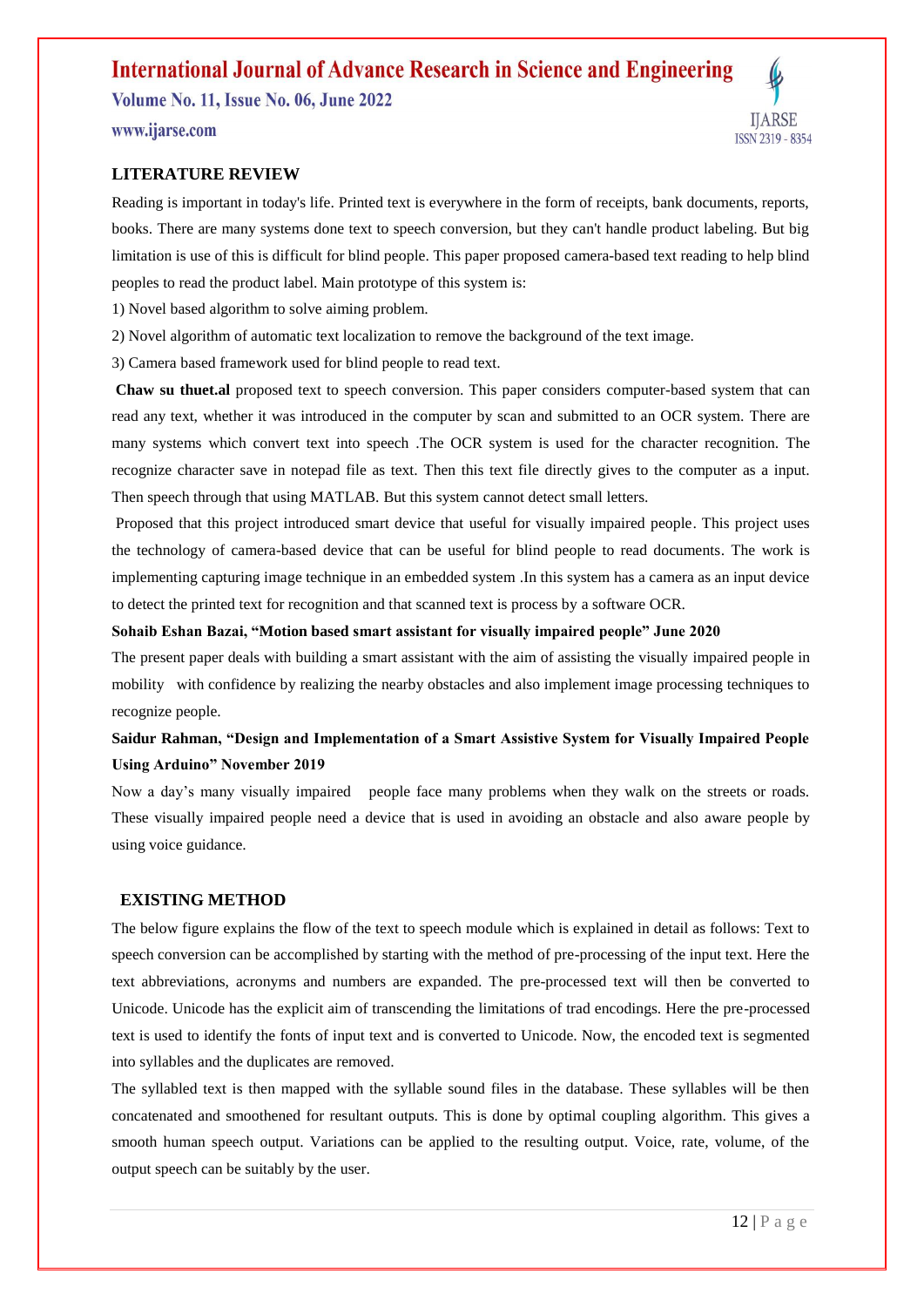## LITERATURE REVIEW

Reading is important in today's life. Printed text is everywhere in the form of receipts, bank documents, reports, books. There are many systems done text to speech conversion, but they can't handle product labeling. But big limitation is use of this is difficult for blind people. This paper proposed camera-based text reading to help blind peoples to read the product label. Main prototype of this system is:

1) Novel based algorithm to solve aiming problem.

2) Novel algorithm of automatic text localization to remove the background of the text image.

3) Camera based framework used for blind people to read text.

**Chaw su thuet.al** proposed text to speech conversion. This paper considers computer-based system that can read any text, whether it was introduced in the computer by scan and submitted to an OCR system. There are many systems which convert text into speech .The OCR system is used for the character recognition. The recognize character save in notepad file as text. Then this text file directly gives to the computer as a input. Then speech through that using MATLAB. But this system cannot detect small letters.

Proposed that this project introduced smart device that useful for visually impaired people. This project uses the technology of camera-based device that can be useful for blind people to read documents. The work is implementing capturing image technique in an embedded system .In this system has a camera as an input device to detect the printed text for recognition and that scanned text is process by a software OCR.

**Sohaib Eshan Bazai, "Motion based smart assistant for visually impaired people" June 2020**

The present paper deals with building a smart assistant with the aim of assisting the visually impaired people in mobility with confidence by realizing the nearby obstacles and also implement image processing techniques to recognize people.

**Saidur Rahman, "Design and Implementation of a Smart Assistive System for Visually Impaired People Using Arduino" November 2019**

Now a day's many visually impaired people face many problems when they walk on the streets or roads. These visually impaired people need a device that is used in avoiding an obstacle and also aware people by using voice guidance.

## EXISTING METHOD

The below figure explains the flow of the text to speech module which is explained in detail as follows: Text to speech conversion can be accomplished by starting with the method of pre-processing of the input text. Here the text abbreviations, acronyms and numbers are expanded. The pre-processed text will then be converted to Unicode. Unicode has the explicit aim of transcending the limitations of trad encodings. Here the pre-processed text is used to identify the fonts of input text and is converted to Unicode. Now, the encoded text is segmented into syllables and the duplicates are removed.

The syllabled text is then mapped with the syllable sound files in the database. These syllables will be then concatenated and smoothened for resultant outputs. This is done by optimal coupling algorithm. This gives a smooth human speech output. Variations can be applied to the resulting output. Voice, rate, volume, of the output speech can be suitably by the user.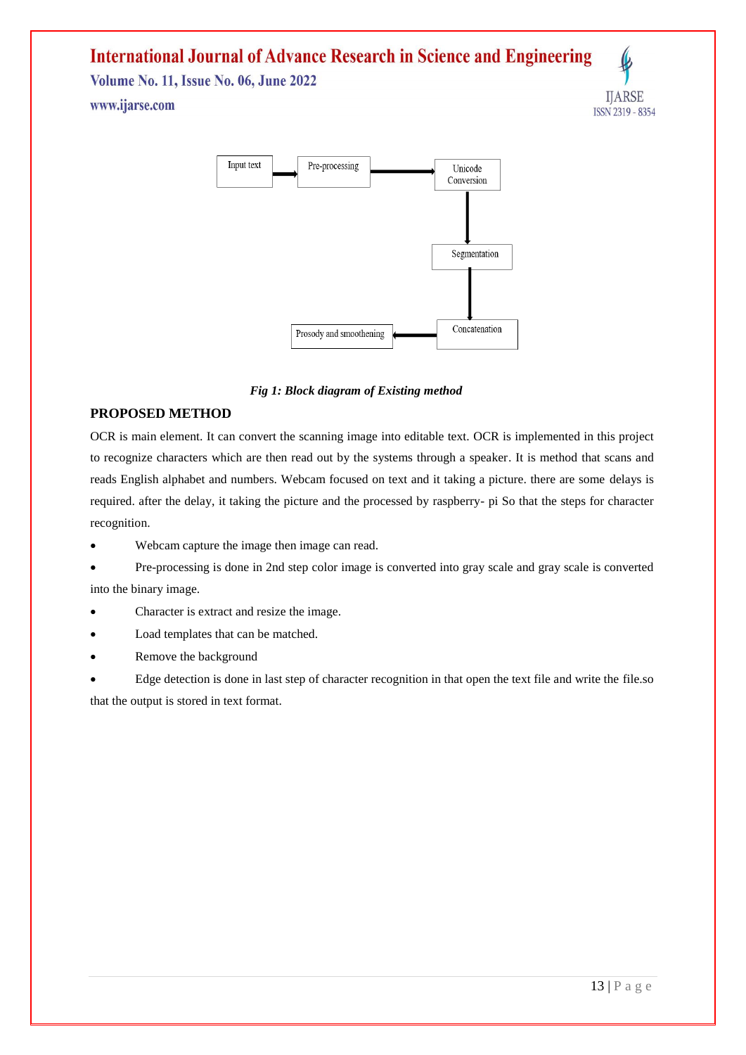Input text → Pre-processing → Unicode Conversion → Segmentation → Concatenation → Prosody and smoothening

*Fig 1: Block diagram of Existing method*

## PROPOSED METHOD

OCR is main element. It can convert the scanning image into editable text. OCR is implemented in this project to recognize characters which are then read out by the systems through a speaker. It is method that scans and reads English alphabet and numbers. Webcam focused on text and it taking a picture. there are some delays is required. after the delay, it taking the picture and the processed by raspberry- pi So that the steps for character recognition.

- Webcam capture the image then image can read.
- Pre-processing is done in 2nd step color image is converted into gray scale and gray scale is converted into the binary image.
- Character is extract and resize the image.
- Load templates that can be matched.
- Remove the background
- Edge detection is done in last step of character recognition in that open the text file and write the file.so that the output is stored in text format.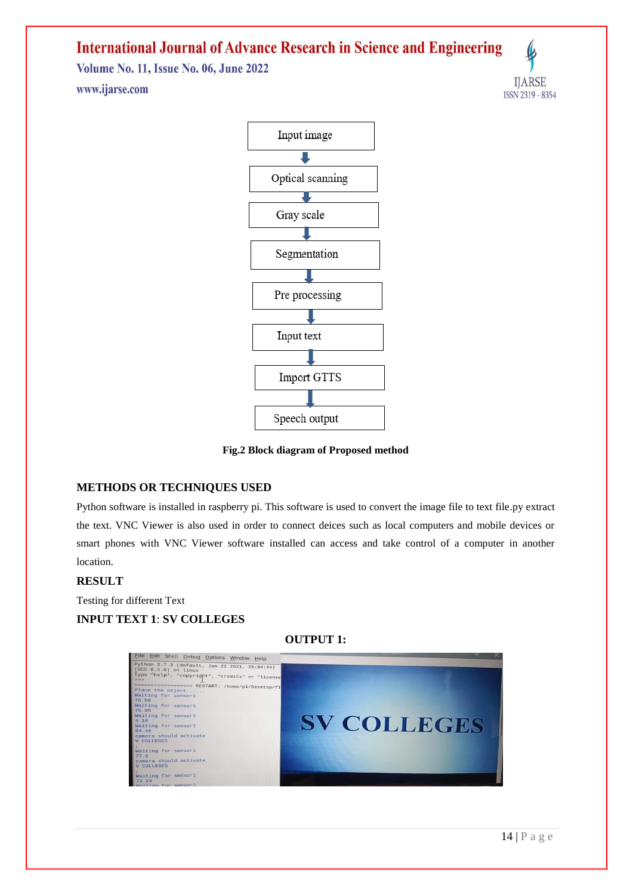Input image

Optical scanning

Gray scale

Segmentation

Pre processing

Input text

Import GTTS

Speech output

**Fig.2 Block diagram of Proposed method**

## METHODS OR TECHNIQUES USED

Python software is installed in raspberry pi. This software is used to convert the image file to text file.py extract the text. VNC Viewer is also used in order to connect deices such as local computers and mobile devices or smart phones with VNC Viewer software installed can access and take control of a computer in another location.

## RESULT

Testing for different Text

**INPUT TEXT 1**: **SV COLLEGES**

**OUTPUT 1:**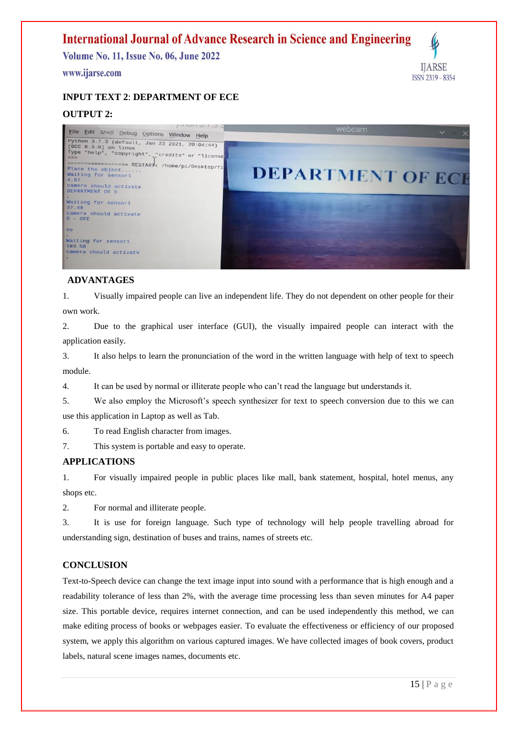**INPUT TEXT 2**: **DEPARTMENT OF ECE**

**OUTPUT 2:**

## ADVANTAGES

1. Visually impaired people can live an independent life. They do not dependent on other people for their own work.
2. Due to the graphical user interface (GUI), the visually impaired people can interact with the application easily.
3. It also helps to learn the pronunciation of the word in the written language with help of text to speech module.
4. It can be used by normal or illiterate people who can't read the language but understands it.
5. We also employ the Microsoft's speech synthesizer for text to speech conversion due to this we can use this application in Laptop as well as Tab.
6. To read English character from images.
7. This system is portable and easy to operate.

## APPLICATIONS

1. For visually impaired people in public places like mall, bank statement, hospital, hotel menus, any shops etc.
2. For normal and illiterate people.
3. It is use for foreign language. Such type of technology will help people travelling abroad for understanding sign, destination of buses and trains, names of streets etc.

## CONCLUSION

Text-to-Speech device can change the text image input into sound with a performance that is high enough and a readability tolerance of less than 2%, with the average time processing less than seven minutes for A4 paper size. This portable device, requires internet connection, and can be used independently this method, we can make editing process of books or webpages easier. To evaluate the effectiveness or efficiency of our proposed system, we apply this algorithm on various captured images. We have collected images of book covers, product labels, natural scene images names, documents etc.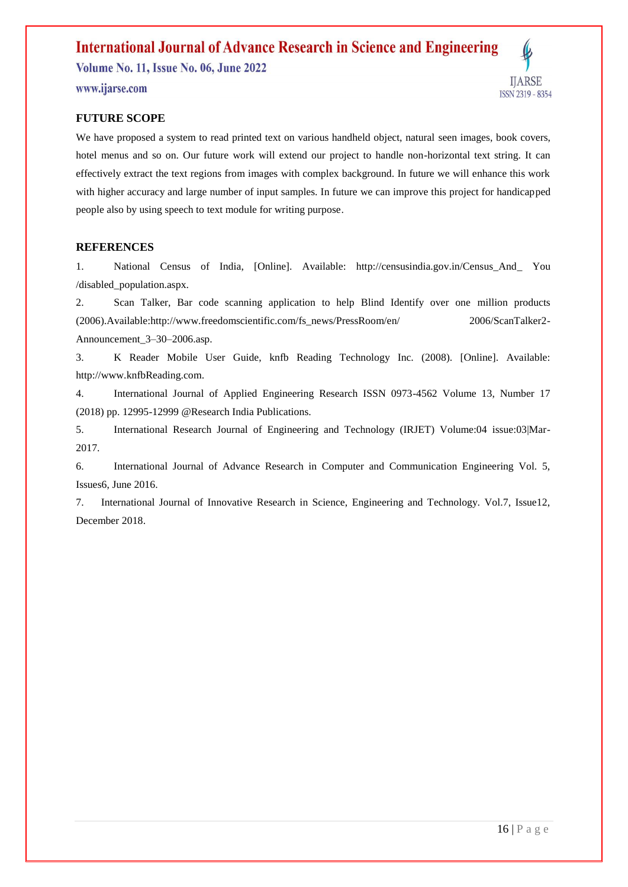## FUTURE SCOPE

We have proposed a system to read printed text on various handheld object, natural seen images, book covers, hotel menus and so on. Our future work will extend our project to handle non-horizontal text string. It can effectively extract the text regions from images with complex background. In future we will enhance this work with higher accuracy and large number of input samples. In future we can improve this project for handicapped people also by using speech to text module for writing purpose.

## REFERENCES

1. National Census of India, [Online]. Available: http://censusindia.gov.in/Census_And_ You /disabled_population.aspx.
2. Scan Talker, Bar code scanning application to help Blind Identify over one million products (2006).Available:http://www.freedomscientific.com/fs_news/PressRoom/en/ 2006/ScanTalker2-Announcement_3–30–2006.asp.
3. K Reader Mobile User Guide, knfb Reading Technology Inc. (2008). [Online]. Available: http://www.knfbReading.com.
4. International Journal of Applied Engineering Research ISSN 0973-4562 Volume 13, Number 17 (2018) pp. 12995-12999 @Research India Publications.
5. International Research Journal of Engineering and Technology (IRJET) Volume:04 issue:03|Mar-2017.
6. International Journal of Advance Research in Computer and Communication Engineering Vol. 5, Issues6, June 2016.
7. International Journal of Innovative Research in Science, Engineering and Technology. Vol.7, Issue12, December 2018.